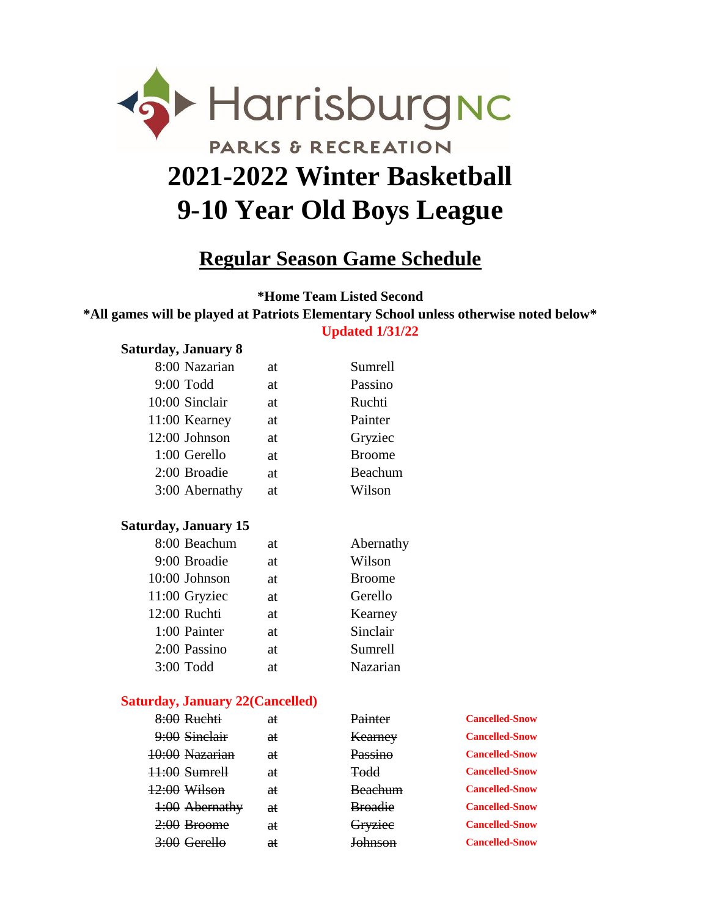Harrisburg NC

PARKS & RECREATION

# 2021-2022 Winter Basketball
# 9-10 Year Old Boys League

## Regular Season Game Schedule

**\*Home Team Listed Second**

**\*All games will be played at Patriots Elementary School unless otherwise noted below\***

**Updated 1/31/22**

**Saturday, January 8**

| Time | Away | | Home |
|---|---|---|---|
| 8:00 | Nazarian | at | Sumrell |
| 9:00 | Todd | at | Passino |
| 10:00 | Sinclair | at | Ruchti |
| 11:00 | Kearney | at | Painter |
| 12:00 | Johnson | at | Gryziec |
| 1:00 | Gerello | at | Broome |
| 2:00 | Broadie | at | Beachum |
| 3:00 | Abernathy | at | Wilson |

**Saturday, January 15**

| Time | Away | | Home |
|---|---|---|---|
| 8:00 | Beachum | at | Abernathy |
| 9:00 | Broadie | at | Wilson |
| 10:00 | Johnson | at | Broome |
| 11:00 | Gryziec | at | Gerello |
| 12:00 | Ruchti | at | Kearney |
| 1:00 | Painter | at | Sinclair |
| 2:00 | Passino | at | Sumrell |
| 3:00 | Todd | at | Nazarian |

**Saturday, January 22(Cancelled)**

| Time | Away | | Home | Status |
|---|---|---|---|---|
| ~~8:00~~ | ~~Ruchti~~ | ~~at~~ | ~~Painter~~ | **Cancelled-Snow** |
| ~~9:00~~ | ~~Sinclair~~ | ~~at~~ | ~~Kearney~~ | **Cancelled-Snow** |
| ~~10:00~~ | ~~Nazarian~~ | ~~at~~ | ~~Passino~~ | **Cancelled-Snow** |
| ~~11:00~~ | ~~Sumrell~~ | ~~at~~ | ~~Todd~~ | **Cancelled-Snow** |
| ~~12:00~~ | ~~Wilson~~ | ~~at~~ | ~~Beachum~~ | **Cancelled-Snow** |
| ~~1:00~~ | ~~Abernathy~~ | ~~at~~ | ~~Broadie~~ | **Cancelled-Snow** |
| ~~2:00~~ | ~~Broome~~ | ~~at~~ | ~~Gryziec~~ | **Cancelled-Snow** |
| ~~3:00~~ | ~~Gerello~~ | ~~at~~ | ~~Johnson~~ | **Cancelled-Snow** |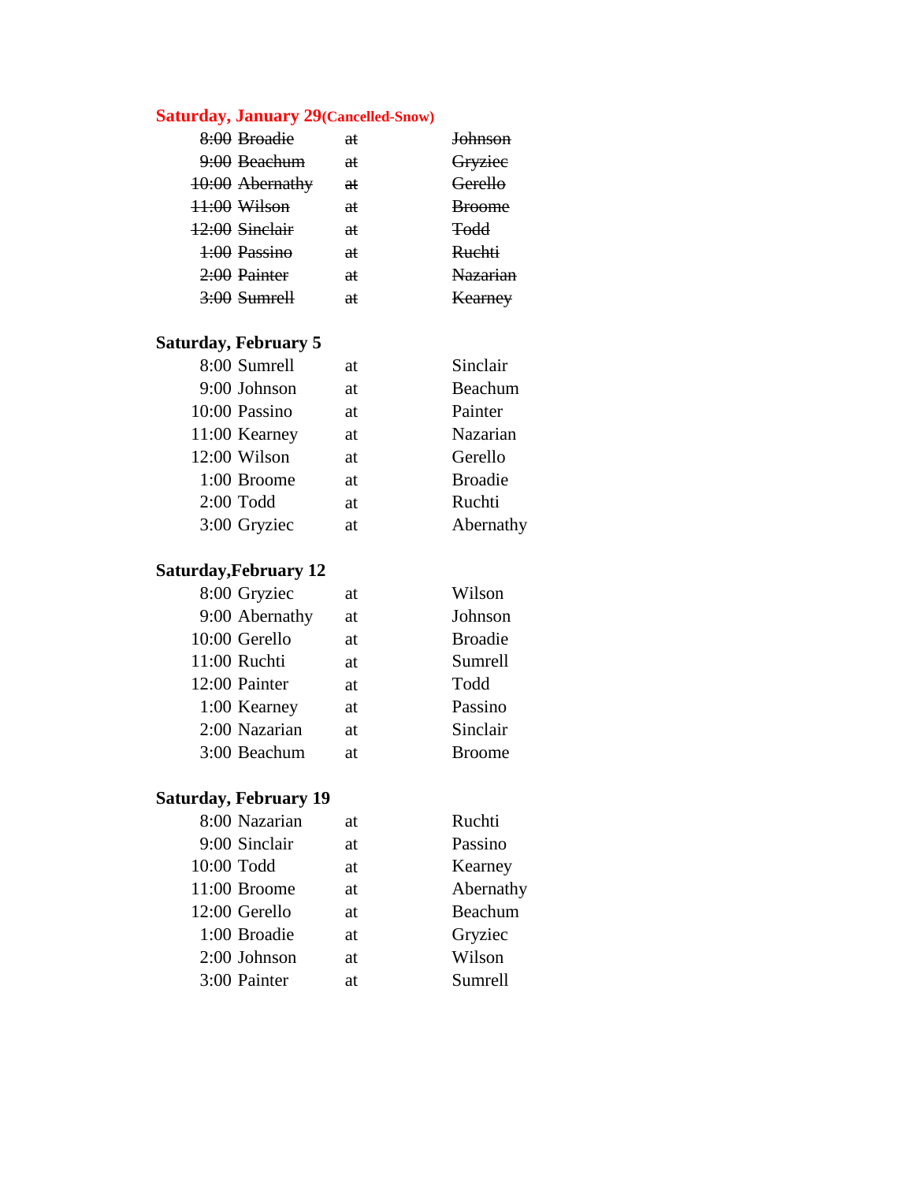**Saturday, January 29 (Cancelled-Snow)**

| | | | |
|---|---|---|---|
| ~~8:00~~ | ~~Broadie~~ | ~~at~~ | ~~Johnson~~ |
| ~~9:00~~ | ~~Beachum~~ | ~~at~~ | ~~Gryziec~~ |
| ~~10:00~~ | ~~Abernathy~~ | ~~at~~ | ~~Gerello~~ |
| ~~11:00~~ | ~~Wilson~~ | ~~at~~ | ~~Broome~~ |
| ~~12:00~~ | ~~Sinclair~~ | ~~at~~ | ~~Todd~~ |
| ~~1:00~~ | ~~Passino~~ | ~~at~~ | ~~Ruchti~~ |
| ~~2:00~~ | ~~Painter~~ | ~~at~~ | ~~Nazarian~~ |
| ~~3:00~~ | ~~Sumrell~~ | ~~at~~ | ~~Kearney~~ |

**Saturday, February 5**

| | | | |
|---|---|---|---|
| 8:00 | Sumrell | at | Sinclair |
| 9:00 | Johnson | at | Beachum |
| 10:00 | Passino | at | Painter |
| 11:00 | Kearney | at | Nazarian |
| 12:00 | Wilson | at | Gerello |
| 1:00 | Broome | at | Broadie |
| 2:00 | Todd | at | Ruchti |
| 3:00 | Gryziec | at | Abernathy |

**Saturday,February 12**

| | | | |
|---|---|---|---|
| 8:00 | Gryziec | at | Wilson |
| 9:00 | Abernathy | at | Johnson |
| 10:00 | Gerello | at | Broadie |
| 11:00 | Ruchti | at | Sumrell |
| 12:00 | Painter | at | Todd |
| 1:00 | Kearney | at | Passino |
| 2:00 | Nazarian | at | Sinclair |
| 3:00 | Beachum | at | Broome |

**Saturday, February 19**

| | | | |
|---|---|---|---|
| 8:00 | Nazarian | at | Ruchti |
| 9:00 | Sinclair | at | Passino |
| 10:00 | Todd | at | Kearney |
| 11:00 | Broome | at | Abernathy |
| 12:00 | Gerello | at | Beachum |
| 1:00 | Broadie | at | Gryziec |
| 2:00 | Johnson | at | Wilson |
| 3:00 | Painter | at | Sumrell |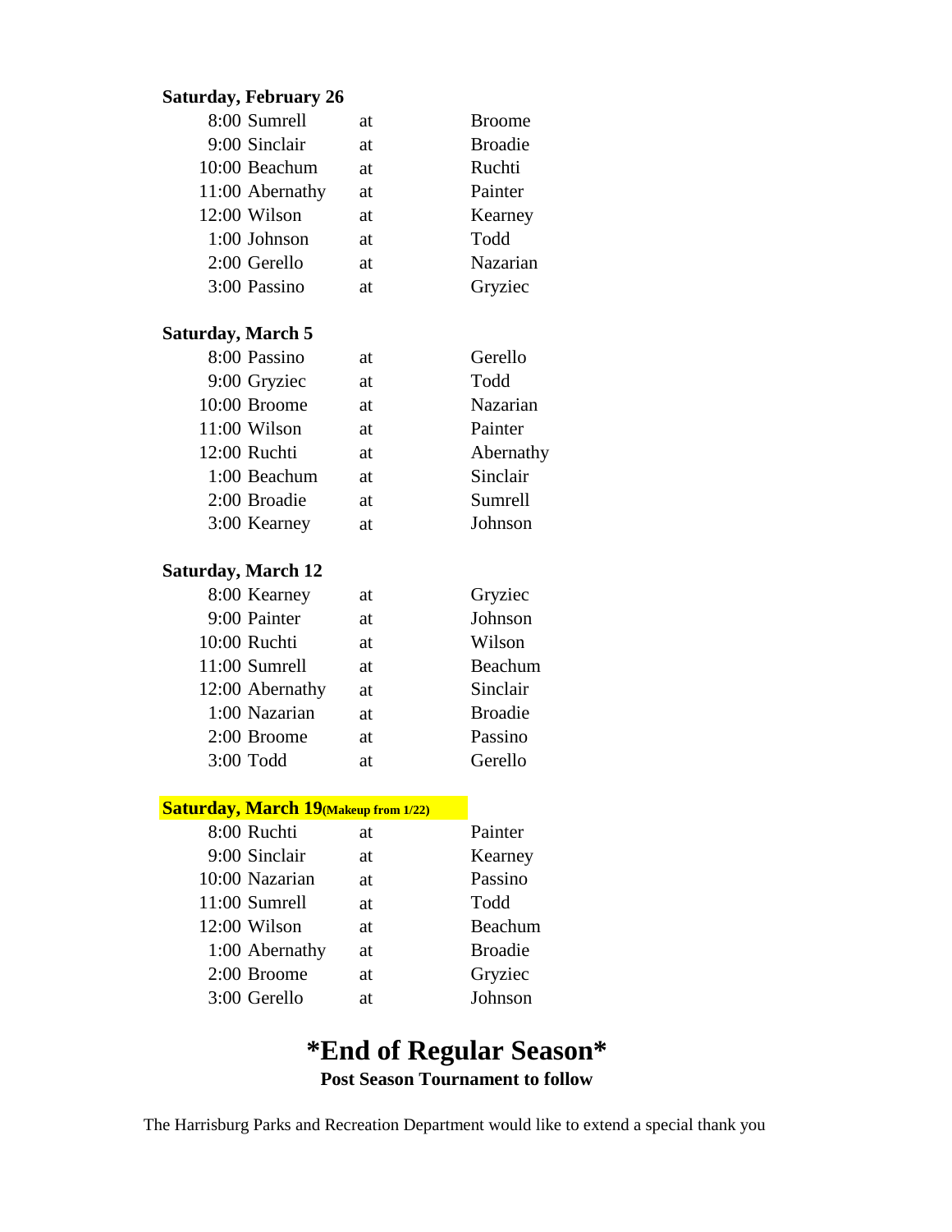**Saturday, February 26**

| Time | Away | | Home |
|---|---|---|---|
| 8:00 | Sumrell | at | Broome |
| 9:00 | Sinclair | at | Broadie |
| 10:00 | Beachum | at | Ruchti |
| 11:00 | Abernathy | at | Painter |
| 12:00 | Wilson | at | Kearney |
| 1:00 | Johnson | at | Todd |
| 2:00 | Gerello | at | Nazarian |
| 3:00 | Passino | at | Gryziec |

**Saturday, March 5**

| Time | Away | | Home |
|---|---|---|---|
| 8:00 | Passino | at | Gerello |
| 9:00 | Gryziec | at | Todd |
| 10:00 | Broome | at | Nazarian |
| 11:00 | Wilson | at | Painter |
| 12:00 | Ruchti | at | Abernathy |
| 1:00 | Beachum | at | Sinclair |
| 2:00 | Broadie | at | Sumrell |
| 3:00 | Kearney | at | Johnson |

**Saturday, March 12**

| Time | Away | | Home |
|---|---|---|---|
| 8:00 | Kearney | at | Gryziec |
| 9:00 | Painter | at | Johnson |
| 10:00 | Ruchti | at | Wilson |
| 11:00 | Sumrell | at | Beachum |
| 12:00 | Abernathy | at | Sinclair |
| 1:00 | Nazarian | at | Broadie |
| 2:00 | Broome | at | Passino |
| 3:00 | Todd | at | Gerello |

**Saturday, March 19 (Makeup from 1/22)**

| Time | Away | | Home |
|---|---|---|---|
| 8:00 | Ruchti | at | Painter |
| 9:00 | Sinclair | at | Kearney |
| 10:00 | Nazarian | at | Passino |
| 11:00 | Sumrell | at | Todd |
| 12:00 | Wilson | at | Beachum |
| 1:00 | Abernathy | at | Broadie |
| 2:00 | Broome | at | Gryziec |
| 3:00 | Gerello | at | Johnson |

# *End of Regular Season*

**Post Season Tournament to follow**

The Harrisburg Parks and Recreation Department would like to extend a special thank you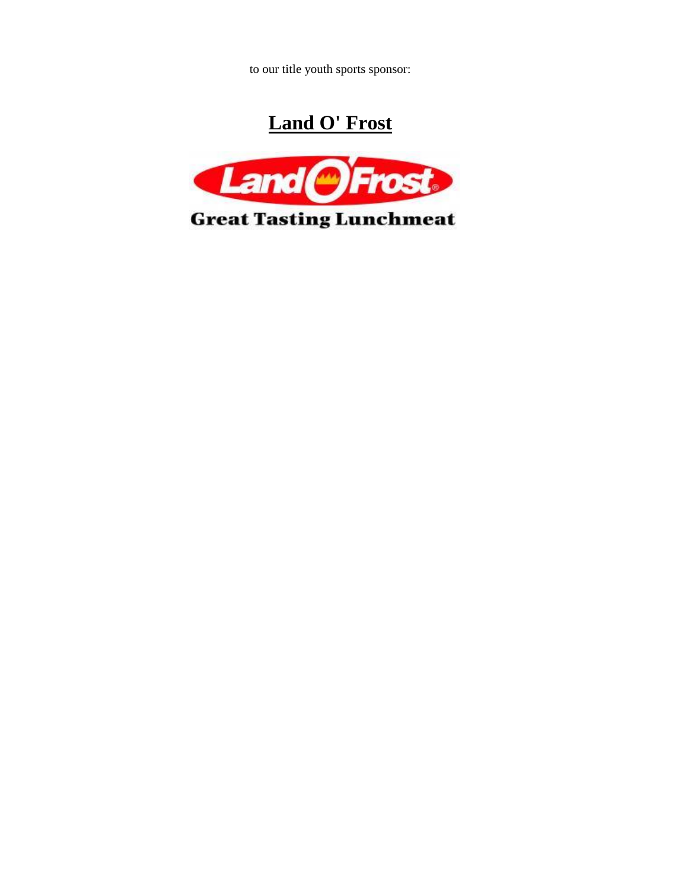to our title youth sports sponsor:

## **Land O' Frost**